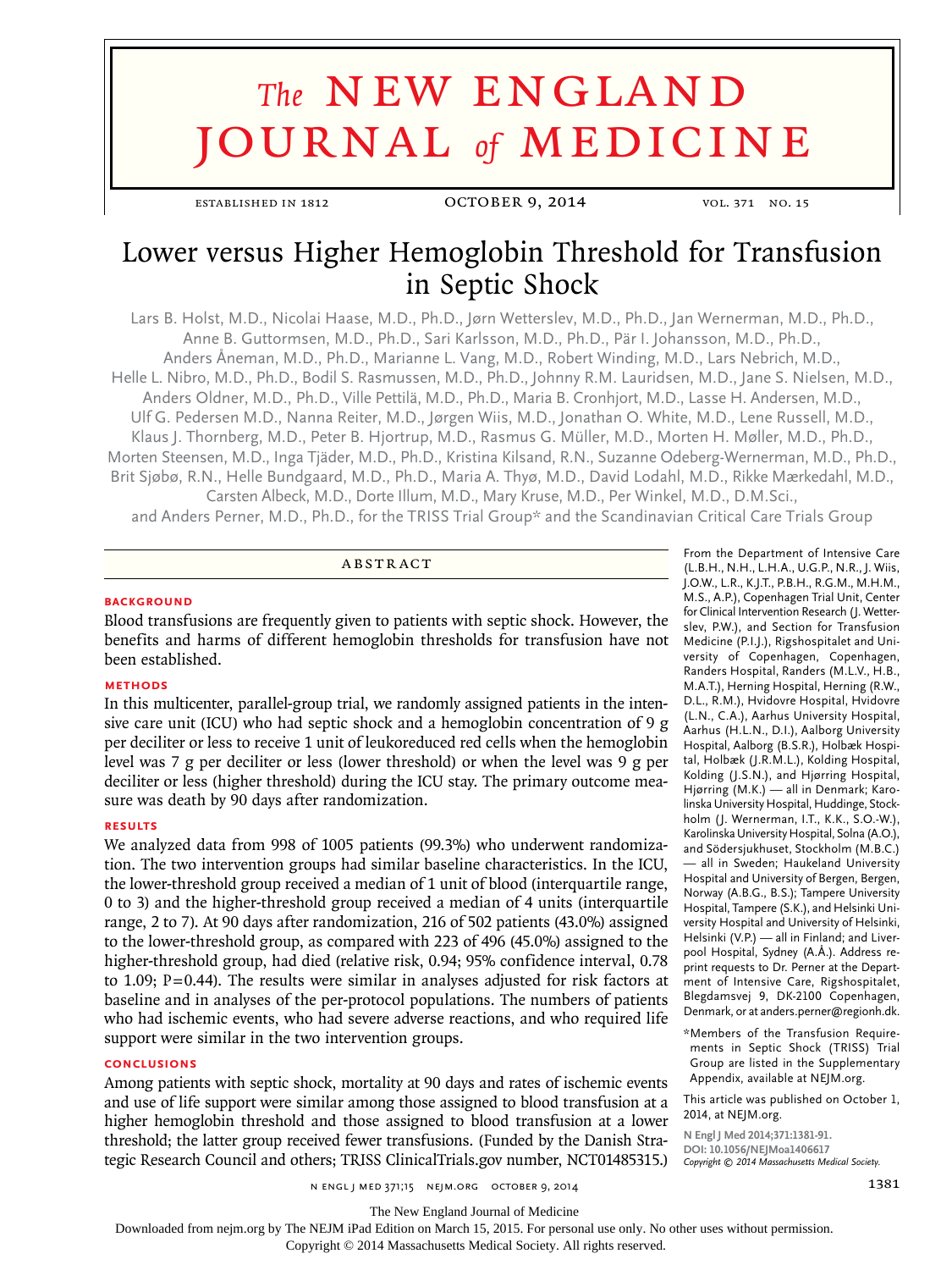# Lower versus Higher Hemoglobin Threshold for Transfusion in Septic Shock

Lars B. Holst, M.D., Nicolai Haase, M.D., Ph.D., Jørn Wetterslev, M.D., Ph.D., Jan Wernerman, M.D., Ph.D., Anne B. Guttormsen, M.D., Ph.D., Sari Karlsson, M.D., Ph.D., Pär I. Johansson, M.D., Ph.D., Anders Åneman, M.D., Ph.D., Marianne L. Vang, M.D., Robert Winding, M.D., Lars Nebrich, M.D., Helle L. Nibro, M.D., Ph.D., Bodil S. Rasmussen, M.D., Ph.D., Johnny R.M. Lauridsen, M.D., Jane S. Nielsen, M.D., Anders Oldner, M.D., Ph.D., Ville Pettilä, M.D., Ph.D., Maria B. Cronhjort, M.D., Lasse H. Andersen, M.D., Ulf G. Pedersen M.D., Nanna Reiter, M.D., Jørgen Wiis, M.D., Jonathan O. White, M.D., Lene Russell, M.D., Klaus J. Thornberg, M.D., Peter B. Hjortrup, M.D., Rasmus G. Müller, M.D., Morten H. Møller, M.D., Ph.D., Morten Steensen, M.D., Inga Tjäder, M.D., Ph.D., Kristina Kilsand, R.N., Suzanne Odeberg-Wernerman, M.D., Ph.D., Brit Sjøbø, R.N., Helle Bundgaard, M.D., Ph.D., Maria A. Thyø, M.D., David Lodahl, M.D., Rikke Mærkedahl, M.D., Carsten Albeck, M.D., Dorte Illum, M.D., Mary Kruse, M.D., Per Winkel, M.D., D.M.Sci., and Anders Perner, M.D., Ph.D., for the TRISS Trial Group* and the Scandinavian Critical Care Trials Group

## ABSTRACT

### BACKGROUND

Blood transfusions are frequently given to patients with septic shock. However, the benefits and harms of different hemoglobin thresholds for transfusion have not been established.

### METHODS

In this multicenter, parallel-group trial, we randomly assigned patients in the intensive care unit (ICU) who had septic shock and a hemoglobin concentration of 9 g per deciliter or less to receive 1 unit of leukoreduced red cells when the hemoglobin level was 7 g per deciliter or less (lower threshold) or when the level was 9 g per deciliter or less (higher threshold) during the ICU stay. The primary outcome measure was death by 90 days after randomization.

### RESULTS

We analyzed data from 998 of 1005 patients (99.3%) who underwent randomization. The two intervention groups had similar baseline characteristics. In the ICU, the lower-threshold group received a median of 1 unit of blood (interquartile range, 0 to 3) and the higher-threshold group received a median of 4 units (interquartile range, 2 to 7). At 90 days after randomization, 216 of 502 patients (43.0%) assigned to the lower-threshold group, as compared with 223 of 496 (45.0%) assigned to the higher-threshold group, had died (relative risk, 0.94; 95% confidence interval, 0.78 to 1.09; P=0.44). The results were similar in analyses adjusted for risk factors at baseline and in analyses of the per-protocol populations. The numbers of patients who had ischemic events, who had severe adverse reactions, and who required life support were similar in the two intervention groups.

### CONCLUSIONS

Among patients with septic shock, mortality at 90 days and rates of ischemic events and use of life support were similar among those assigned to blood transfusion at a higher hemoglobin threshold and those assigned to blood transfusion at a lower threshold; the latter group received fewer transfusions. (Funded by the Danish Strategic Research Council and others; TRISS ClinicalTrials.gov number, NCT01485315.)

From the Department of Intensive Care (L.B.H., N.H., L.H.A., U.G.P., N.R., J. Wiis, J.O.W., L.R., K.J.T., P.B.H., R.G.M., M.H.M., M.S., A.P.), Copenhagen Trial Unit, Center for Clinical Intervention Research (J. Wetterslev, P.W.), and Section for Transfusion Medicine (P.I.J.), Rigshospitalet and University of Copenhagen, Copenhagen, Randers Hospital, Randers (M.L.V., H.B., M.A.T.), Herning Hospital, Herning (R.W., D.L., R.M.), Hvidovre Hospital, Hvidovre (L.N., C.A.), Aarhus University Hospital, Aarhus (H.L.N., D.I.), Aalborg University Hospital, Aalborg (B.S.R.), Holbæk Hospital, Holbæk (J.R.M.L.), Kolding Hospital, Kolding (J.S.N.), and Hjørring Hospital, Hjørring (M.K.) — all in Denmark; Karolinska University Hospital, Huddinge, Stockholm (J. Wernerman, I.T., K.K., S.O.-W.), Karolinska University Hospital, Solna (A.O.), and Södersjukhuset, Stockholm (M.B.C.) — all in Sweden; Haukeland University Hospital and University of Bergen, Bergen, Norway (A.B.G., B.S.); Tampere University Hospital, Tampere (S.K.), and Helsinki University Hospital and University of Helsinki, Helsinki (V.P.) — all in Finland; and Liverpool Hospital, Sydney (A.Å.). Address reprint requests to Dr. Perner at the Department of Intensive Care, Rigshospitalet, Blegdamsvej 9, DK-2100 Copenhagen, Denmark, or at anders.perner@regionh.dk.

*Members of the Transfusion Requirements in Septic Shock (TRISS) Trial Group are listed in the Supplementary Appendix, available at NEJM.org.

This article was published on October 1, 2014, at NEJM.org.

N Engl J Med 2014;371:1381-91.
DOI: 10.1056/NEJMoa1406617
Copyright © 2014 Massachusetts Medical Society.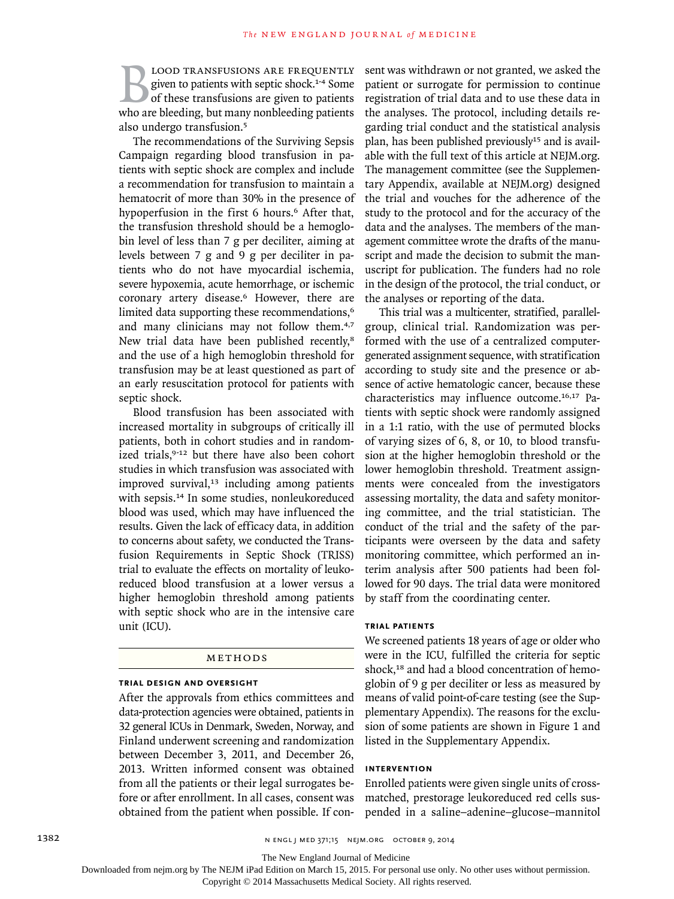Blood transfusions are frequently given to patients with septic shock.[1-4] Some of these transfusions are given to patients who are bleeding, but many nonbleeding patients also undergo transfusion.[5]

The recommendations of the Surviving Sepsis Campaign regarding blood transfusion in patients with septic shock are complex and include a recommendation for transfusion to maintain a hematocrit of more than 30% in the presence of hypoperfusion in the first 6 hours.[6] After that, the transfusion threshold should be a hemoglobin level of less than 7 g per deciliter, aiming at levels between 7 g and 9 g per deciliter in patients who do not have myocardial ischemia, severe hypoxemia, acute hemorrhage, or ischemic coronary artery disease.[6] However, there are limited data supporting these recommendations,[6] and many clinicians may not follow them.[4,7] New trial data have been published recently,[8] and the use of a high hemoglobin threshold for transfusion may be at least questioned as part of an early resuscitation protocol for patients with septic shock.

Blood transfusion has been associated with increased mortality in subgroups of critically ill patients, both in cohort studies and in randomized trials,[9-12] but there have also been cohort studies in which transfusion was associated with improved survival,[13] including among patients with sepsis.[14] In some studies, nonleukoreduced blood was used, which may have influenced the results. Given the lack of efficacy data, in addition to concerns about safety, we conducted the Transfusion Requirements in Septic Shock (TRISS) trial to evaluate the effects on mortality of leukoreduced blood transfusion at a lower versus a higher hemoglobin threshold among patients with septic shock who are in the intensive care unit (ICU).

## Methods

### Trial Design and Oversight

After the approvals from ethics committees and data-protection agencies were obtained, patients in 32 general ICUs in Denmark, Sweden, Norway, and Finland underwent screening and randomization between December 3, 2011, and December 26, 2013. Written informed consent was obtained from all the patients or their legal surrogates before or after enrollment. In all cases, consent was obtained from the patient when possible. If consent was withdrawn or not granted, we asked the patient or surrogate for permission to continue registration of trial data and to use these data in the analyses. The protocol, including details regarding trial conduct and the statistical analysis plan, has been published previously[15] and is available with the full text of this article at NEJM.org. The management committee (see the Supplementary Appendix, available at NEJM.org) designed the trial and vouches for the adherence of the study to the protocol and for the accuracy of the data and the analyses. The members of the management committee wrote the drafts of the manuscript and made the decision to submit the manuscript for publication. The funders had no role in the design of the protocol, the trial conduct, or the analyses or reporting of the data.

This trial was a multicenter, stratified, parallel-group, clinical trial. Randomization was performed with the use of a centralized computer-generated assignment sequence, with stratification according to study site and the presence or absence of active hematologic cancer, because these characteristics may influence outcome.[16,17] Patients with septic shock were randomly assigned in a 1:1 ratio, with the use of permuted blocks of varying sizes of 6, 8, or 10, to blood transfusion at the higher hemoglobin threshold or the lower hemoglobin threshold. Treatment assignments were concealed from the investigators assessing mortality, the data and safety monitoring committee, and the trial statistician. The conduct of the trial and the safety of the participants were overseen by the data and safety monitoring committee, which performed an interim analysis after 500 patients had been followed for 90 days. The trial data were monitored by staff from the coordinating center.

### Trial Patients

We screened patients 18 years of age or older who were in the ICU, fulfilled the criteria for septic shock,[18] and had a blood concentration of hemoglobin of 9 g per deciliter or less as measured by means of valid point-of-care testing (see the Supplementary Appendix). The reasons for the exclusion of some patients are shown in Figure 1 and listed in the Supplementary Appendix.

### Intervention

Enrolled patients were given single units of crossmatched, prestorage leukoreduced red cells suspended in a saline–adenine–glucose–mannitol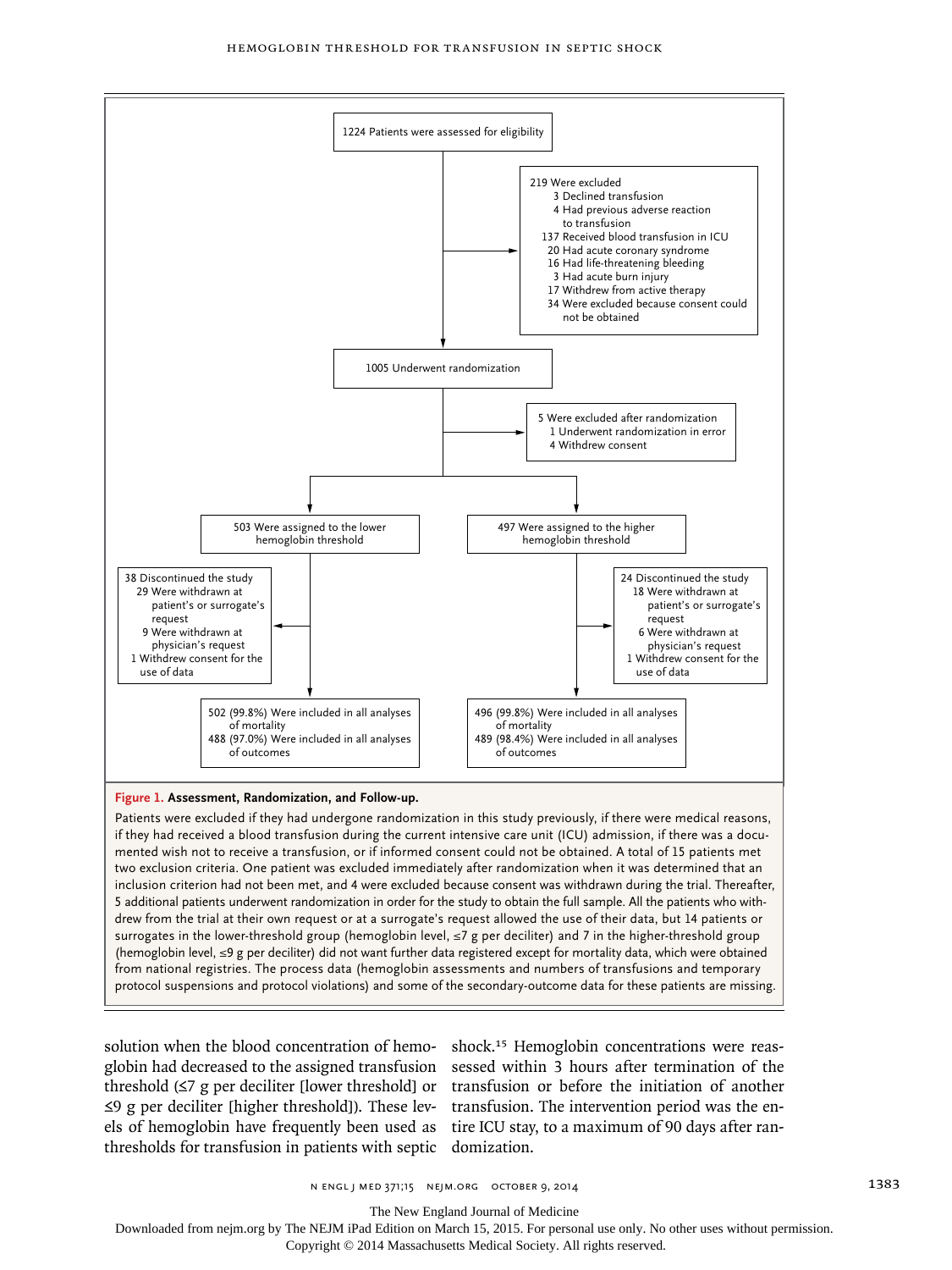1224 Patients were assessed for eligibility

219 Were excluded
- 3 Declined transfusion
- 4 Had previous adverse reaction to transfusion
- 137 Received blood transfusion in ICU
- 20 Had acute coronary syndrome
- 16 Had life-threatening bleeding
- 3 Had acute burn injury
- 17 Withdrew from active therapy
- 34 Were excluded because consent could not be obtained

1005 Underwent randomization

5 Were excluded after randomization
- 1 Underwent randomization in error
- 4 Withdrew consent

503 Were assigned to the lower hemoglobin threshold

38 Discontinued the study
- 29 Were withdrawn at patient's or surrogate's request
- 9 Were withdrawn at physician's request
- 1 Withdrew consent for the use of data

502 (99.8%) Were included in all analyses of mortality
488 (97.0%) Were included in all analyses of outcomes

497 Were assigned to the higher hemoglobin threshold

24 Discontinued the study
- 18 Were withdrawn at patient's or surrogate's request
- 6 Were withdrawn at physician's request
- 1 Withdrew consent for the use of data

496 (99.8%) Were included in all analyses of mortality
489 (98.4%) Were included in all analyses of outcomes

**Figure 1. Assessment, Randomization, and Follow-up.**

Patients were excluded if they had undergone randomization in this study previously, if there were medical reasons, if they had received a blood transfusion during the current intensive care unit (ICU) admission, if there was a documented wish not to receive a transfusion, or if informed consent could not be obtained. A total of 15 patients met two exclusion criteria. One patient was excluded immediately after randomization when it was determined that an inclusion criterion had not been met, and 4 were excluded because consent was withdrawn during the trial. Thereafter, 5 additional patients underwent randomization in order for the study to obtain the full sample. All the patients who withdrew from the trial at their own request or at a surrogate's request allowed the use of their data, but 14 patients or surrogates in the lower-threshold group (hemoglobin level, ≤7 g per deciliter) and 7 in the higher-threshold group (hemoglobin level, ≤9 g per deciliter) did not want further data registered except for mortality data, which were obtained from national registries. The process data (hemoglobin assessments and numbers of transfusions and temporary protocol suspensions and protocol violations) and some of the secondary-outcome data for these patients are missing.

solution when the blood concentration of hemoglobin had decreased to the assigned transfusion threshold (≤7 g per deciliter [lower threshold] or ≤9 g per deciliter [higher threshold]). These levels of hemoglobin have frequently been used as thresholds for transfusion in patients with septic shock.[15] Hemoglobin concentrations were reassessed within 3 hours after termination of the transfusion or before the initiation of another transfusion. The intervention period was the entire ICU stay, to a maximum of 90 days after randomization.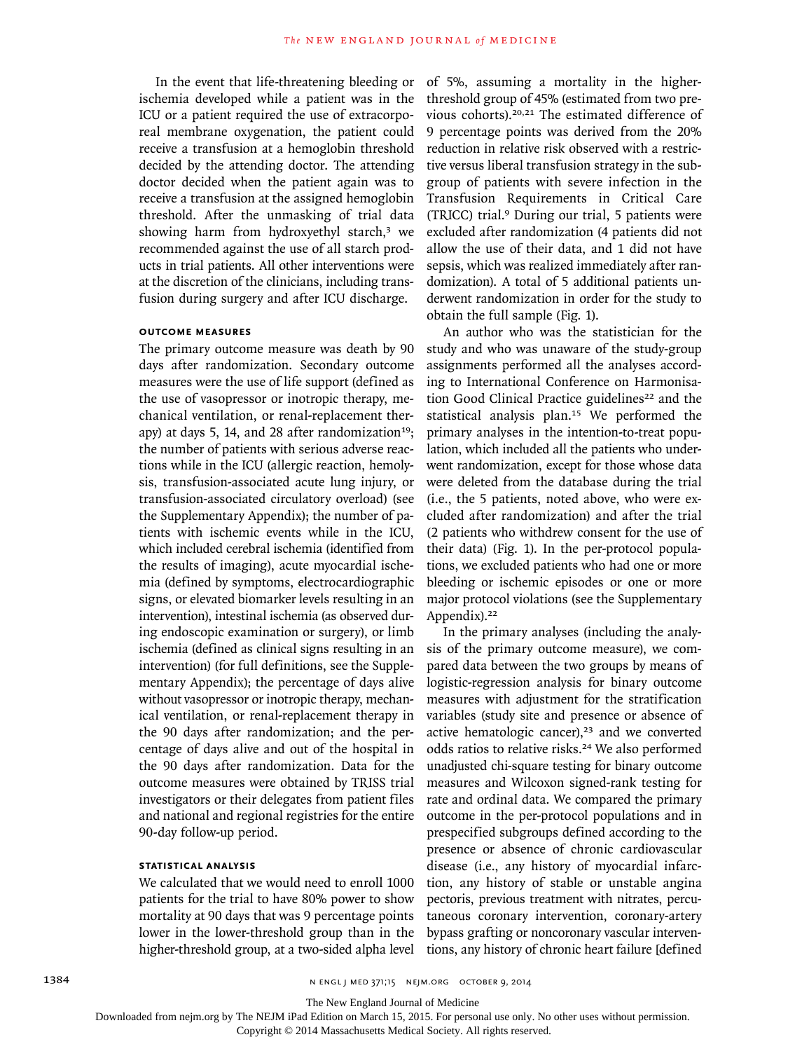In the event that life-threatening bleeding or ischemia developed while a patient was in the ICU or a patient required the use of extracorporeal membrane oxygenation, the patient could receive a transfusion at a hemoglobin threshold decided by the attending doctor. The attending doctor decided when the patient again was to receive a transfusion at the assigned hemoglobin threshold. After the unmasking of trial data showing harm from hydroxyethyl starch,[3] we recommended against the use of all starch products in trial patients. All other interventions were at the discretion of the clinicians, including transfusion during surgery and after ICU discharge.

### OUTCOME MEASURES

The primary outcome measure was death by 90 days after randomization. Secondary outcome measures were the use of life support (defined as the use of vasopressor or inotropic therapy, mechanical ventilation, or renal-replacement therapy) at days 5, 14, and 28 after randomization[19]; the number of patients with serious adverse reactions while in the ICU (allergic reaction, hemolysis, transfusion-associated acute lung injury, or transfusion-associated circulatory overload) (see the Supplementary Appendix); the number of patients with ischemic events while in the ICU, which included cerebral ischemia (identified from the results of imaging), acute myocardial ischemia (defined by symptoms, electrocardiographic signs, or elevated biomarker levels resulting in an intervention), intestinal ischemia (as observed during endoscopic examination or surgery), or limb ischemia (defined as clinical signs resulting in an intervention) (for full definitions, see the Supplementary Appendix); the percentage of days alive without vasopressor or inotropic therapy, mechanical ventilation, or renal-replacement therapy in the 90 days after randomization; and the percentage of days alive and out of the hospital in the 90 days after randomization. Data for the outcome measures were obtained by TRISS trial investigators or their delegates from patient files and national and regional registries for the entire 90-day follow-up period.

### STATISTICAL ANALYSIS

We calculated that we would need to enroll 1000 patients for the trial to have 80% power to show mortality at 90 days that was 9 percentage points lower in the lower-threshold group than in the higher-threshold group, at a two-sided alpha level of 5%, assuming a mortality in the higher-threshold group of 45% (estimated from two previous cohorts).[20,21] The estimated difference of 9 percentage points was derived from the 20% reduction in relative risk observed with a restrictive versus liberal transfusion strategy in the subgroup of patients with severe infection in the Transfusion Requirements in Critical Care (TRICC) trial.[9] During our trial, 5 patients were excluded after randomization (4 patients did not allow the use of their data, and 1 did not have sepsis, which was realized immediately after randomization). A total of 5 additional patients underwent randomization in order for the study to obtain the full sample (Fig. 1).

An author who was the statistician for the study and who was unaware of the study-group assignments performed all the analyses according to International Conference on Harmonisation Good Clinical Practice guidelines[22] and the statistical analysis plan.[15] We performed the primary analyses in the intention-to-treat population, which included all the patients who underwent randomization, except for those whose data were deleted from the database during the trial (i.e., the 5 patients, noted above, who were excluded after randomization) and after the trial (2 patients who withdrew consent for the use of their data) (Fig. 1). In the per-protocol populations, we excluded patients who had one or more bleeding or ischemic episodes or one or more major protocol violations (see the Supplementary Appendix).[22]

In the primary analyses (including the analysis of the primary outcome measure), we compared data between the two groups by means of logistic-regression analysis for binary outcome measures with adjustment for the stratification variables (study site and presence or absence of active hematologic cancer),[23] and we converted odds ratios to relative risks.[24] We also performed unadjusted chi-square testing for binary outcome measures and Wilcoxon signed-rank testing for rate and ordinal data. We compared the primary outcome in the per-protocol populations and in prespecified subgroups defined according to the presence or absence of chronic cardiovascular disease (i.e., any history of myocardial infarction, any history of stable or unstable angina pectoris, previous treatment with nitrates, percutaneous coronary intervention, coronary-artery bypass grafting or noncoronary vascular interventions, any history of chronic heart failure [defined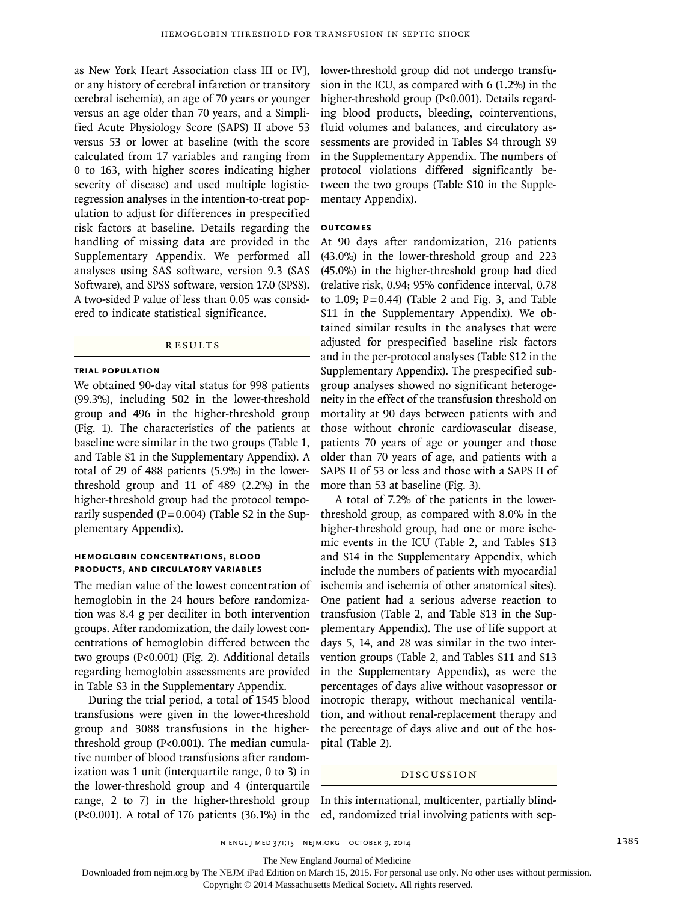as New York Heart Association class III or IV], or any history of cerebral infarction or transitory cerebral ischemia), an age of 70 years or younger versus an age older than 70 years, and a Simplified Acute Physiology Score (SAPS) II above 53 versus 53 or lower at baseline (with the score calculated from 17 variables and ranging from 0 to 163, with higher scores indicating higher severity of disease) and used multiple logistic-regression analyses in the intention-to-treat population to adjust for differences in prespecified risk factors at baseline. Details regarding the handling of missing data are provided in the Supplementary Appendix. We performed all analyses using SAS software, version 9.3 (SAS Software), and SPSS software, version 17.0 (SPSS). A two-sided P value of less than 0.05 was considered to indicate statistical significance.

## Results

### Trial Population

We obtained 90-day vital status for 998 patients (99.3%), including 502 in the lower-threshold group and 496 in the higher-threshold group (Fig. 1). The characteristics of the patients at baseline were similar in the two groups (Table 1, and Table S1 in the Supplementary Appendix). A total of 29 of 488 patients (5.9%) in the lower-threshold group and 11 of 489 (2.2%) in the higher-threshold group had the protocol temporarily suspended (P=0.004) (Table S2 in the Supplementary Appendix).

### Hemoglobin Concentrations, Blood Products, and Circulatory Variables

The median value of the lowest concentration of hemoglobin in the 24 hours before randomization was 8.4 g per deciliter in both intervention groups. After randomization, the daily lowest concentrations of hemoglobin differed between the two groups (P<0.001) (Fig. 2). Additional details regarding hemoglobin assessments are provided in Table S3 in the Supplementary Appendix.

During the trial period, a total of 1545 blood transfusions were given in the lower-threshold group and 3088 transfusions in the higher-threshold group (P<0.001). The median cumulative number of blood transfusions after randomization was 1 unit (interquartile range, 0 to 3) in the lower-threshold group and 4 (interquartile range, 2 to 7) in the higher-threshold group (P<0.001). A total of 176 patients (36.1%) in the lower-threshold group did not undergo transfusion in the ICU, as compared with 6 (1.2%) in the higher-threshold group (P<0.001). Details regarding blood products, bleeding, cointerventions, fluid volumes and balances, and circulatory assessments are provided in Tables S4 through S9 in the Supplementary Appendix. The numbers of protocol violations differed significantly between the two groups (Table S10 in the Supplementary Appendix).

### Outcomes

At 90 days after randomization, 216 patients (43.0%) in the lower-threshold group and 223 (45.0%) in the higher-threshold group had died (relative risk, 0.94; 95% confidence interval, 0.78 to 1.09; P=0.44) (Table 2 and Fig. 3, and Table S11 in the Supplementary Appendix). We obtained similar results in the analyses that were adjusted for prespecified baseline risk factors and in the per-protocol analyses (Table S12 in the Supplementary Appendix). The prespecified subgroup analyses showed no significant heterogeneity in the effect of the transfusion threshold on mortality at 90 days between patients with and those without chronic cardiovascular disease, patients 70 years of age or younger and those older than 70 years of age, and patients with a SAPS II of 53 or less and those with a SAPS II of more than 53 at baseline (Fig. 3).

A total of 7.2% of the patients in the lower-threshold group, as compared with 8.0% in the higher-threshold group, had one or more ischemic events in the ICU (Table 2, and Tables S13 and S14 in the Supplementary Appendix, which include the numbers of patients with myocardial ischemia and ischemia of other anatomical sites). One patient had a serious adverse reaction to transfusion (Table 2, and Table S13 in the Supplementary Appendix). The use of life support at days 5, 14, and 28 was similar in the two intervention groups (Table 2, and Tables S11 and S13 in the Supplementary Appendix), as were the percentages of days alive without vasopressor or inotropic therapy, without mechanical ventilation, and without renal-replacement therapy and the percentage of days alive and out of the hospital (Table 2).

## Discussion

In this international, multicenter, partially blinded, randomized trial involving patients with sep-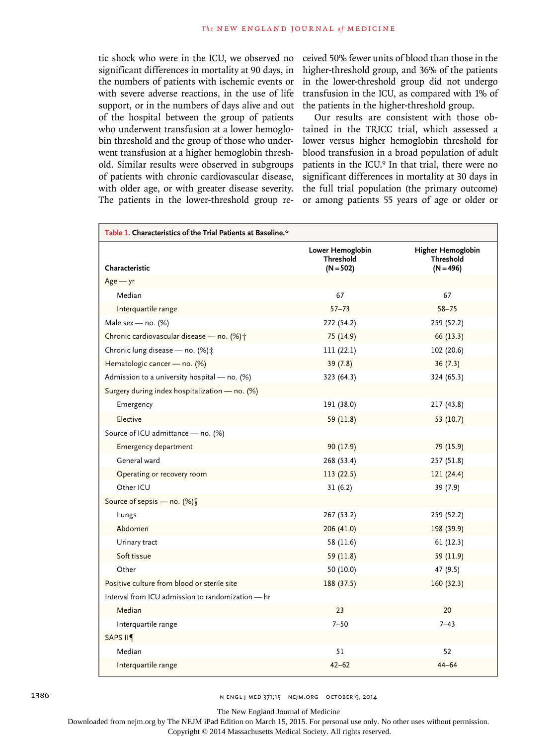tic shock who were in the ICU, we observed no significant differences in mortality at 90 days, in the numbers of patients with ischemic events or with severe adverse reactions, in the use of life support, or in the numbers of days alive and out of the hospital between the group of patients who underwent transfusion at a lower hemoglobin threshold and the group of those who underwent transfusion at a higher hemoglobin threshold. Similar results were observed in subgroups of patients with chronic cardiovascular disease, with older age, or with greater disease severity. The patients in the lower-threshold group received 50% fewer units of blood than those in the higher-threshold group, and 36% of the patients in the lower-threshold group did not undergo transfusion in the ICU, as compared with 1% of the patients in the higher-threshold group.

Our results are consistent with those obtained in the TRICC trial, which assessed a lower versus higher hemoglobin threshold for blood transfusion in a broad population of adult patients in the ICU.[9] In that trial, there were no significant differences in mortality at 30 days in the full trial population (the primary outcome) or among patients 55 years of age or older or

**Table 1. Characteristics of the Trial Patients at Baseline.***

| Characteristic | Lower Hemoglobin Threshold (N=502) | Higher Hemoglobin Threshold (N=496) |
|---|---|---|
| Age — yr | | |
| Median | 67 | 67 |
| Interquartile range | 57–73 | 58–75 |
| Male sex — no. (%) | 272 (54.2) | 259 (52.2) |
| Chronic cardiovascular disease — no. (%)† | 75 (14.9) | 66 (13.3) |
| Chronic lung disease — no. (%)‡ | 111 (22.1) | 102 (20.6) |
| Hematologic cancer — no. (%) | 39 (7.8) | 36 (7.3) |
| Admission to a university hospital — no. (%) | 323 (64.3) | 324 (65.3) |
| Surgery during index hospitalization — no. (%) | | |
| Emergency | 191 (38.0) | 217 (43.8) |
| Elective | 59 (11.8) | 53 (10.7) |
| Source of ICU admittance — no. (%) | | |
| Emergency department | 90 (17.9) | 79 (15.9) |
| General ward | 268 (53.4) | 257 (51.8) |
| Operating or recovery room | 113 (22.5) | 121 (24.4) |
| Other ICU | 31 (6.2) | 39 (7.9) |
| Source of sepsis — no. (%)§ | | |
| Lungs | 267 (53.2) | 259 (52.2) |
| Abdomen | 206 (41.0) | 198 (39.9) |
| Urinary tract | 58 (11.6) | 61 (12.3) |
| Soft tissue | 59 (11.8) | 59 (11.9) |
| Other | 50 (10.0) | 47 (9.5) |
| Positive culture from blood or sterile site | 188 (37.5) | 160 (32.3) |
| Interval from ICU admission to randomization — hr | | |
| Median | 23 | 20 |
| Interquartile range | 7–50 | 7–43 |
| SAPS II¶ | | |
| Median | 51 | 52 |
| Interquartile range | 42–62 | 44–64 |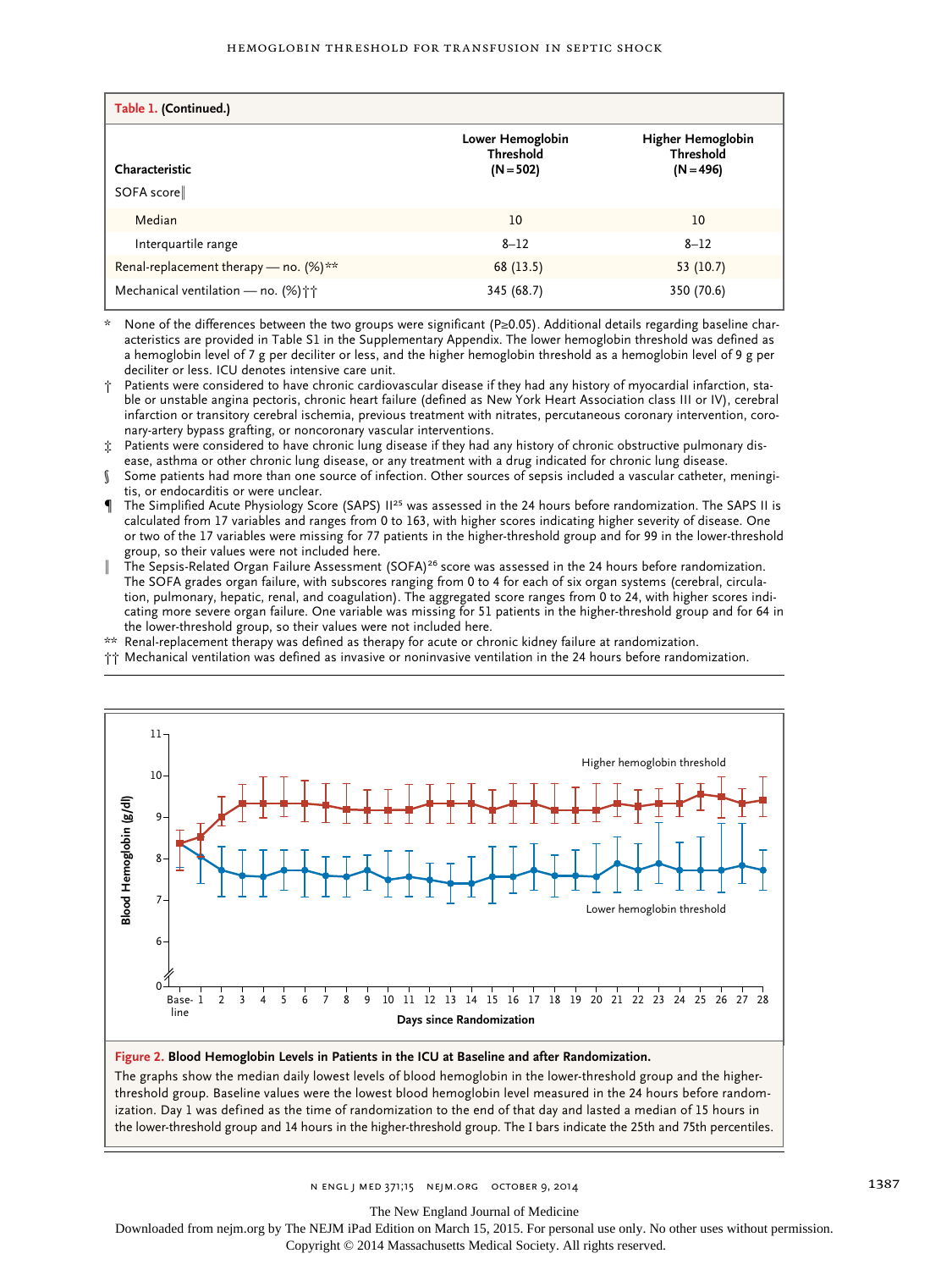**Table 1. (Continued.)**

| Characteristic | Lower Hemoglobin Threshold (N=502) | Higher Hemoglobin Threshold (N=496) |
|---|---|---|
| SOFA score‖ | | |
| Median | 10 | 10 |
| Interquartile range | 8–12 | 8–12 |
| Renal-replacement therapy — no. (%)** | 68 (13.5) | 53 (10.7) |
| Mechanical ventilation — no. (%)†† | 345 (68.7) | 350 (70.6) |

\* None of the differences between the two groups were significant (P≥0.05). Additional details regarding baseline characteristics are provided in Table S1 in the Supplementary Appendix. The lower hemoglobin threshold was defined as a hemoglobin level of 7 g per deciliter or less, and the higher hemoglobin threshold as a hemoglobin level of 9 g per deciliter or less. ICU denotes intensive care unit.

† Patients were considered to have chronic cardiovascular disease if they had any history of myocardial infarction, stable or unstable angina pectoris, chronic heart failure (defined as New York Heart Association class III or IV), cerebral infarction or transitory cerebral ischemia, previous treatment with nitrates, percutaneous coronary intervention, coronary-artery bypass grafting, or noncoronary vascular interventions.

‡ Patients were considered to have chronic lung disease if they had any history of chronic obstructive pulmonary disease, asthma or other chronic lung disease, or any treatment with a drug indicated for chronic lung disease.

§ Some patients had more than one source of infection. Other sources of sepsis included a vascular catheter, meningitis, or endocarditis or were unclear.

¶ The Simplified Acute Physiology Score (SAPS) II[25] was assessed in the 24 hours before randomization. The SAPS II is calculated from 17 variables and ranges from 0 to 163, with higher scores indicating higher severity of disease. One or two of the 17 variables were missing for 77 patients in the higher-threshold group and for 99 in the lower-threshold group, so their values were not included here.

‖ The Sepsis-Related Organ Failure Assessment (SOFA)[26] score was assessed in the 24 hours before randomization. The SOFA grades organ failure, with subscores ranging from 0 to 4 for each of six organ systems (cerebral, circulation, pulmonary, hepatic, renal, and coagulation). The aggregated score ranges from 0 to 24, with higher scores indicating more severe organ failure. One variable was missing for 51 patients in the higher-threshold group and for 64 in the lower-threshold group, so their values were not included here.

** Renal-replacement therapy was defined as therapy for acute or chronic kidney failure at randomization.

†† Mechanical ventilation was defined as invasive or noninvasive ventilation in the 24 hours before randomization.

**Figure 2. Blood Hemoglobin Levels in Patients in the ICU at Baseline and after Randomization.**

The graphs show the median daily lowest levels of blood hemoglobin in the lower-threshold group and the higher-threshold group. Baseline values were the lowest blood hemoglobin level measured in the 24 hours before randomization. Day 1 was defined as the time of randomization to the end of that day and lasted a median of 15 hours in the lower-threshold group and 14 hours in the higher-threshold group. The I bars indicate the 25th and 75th percentiles.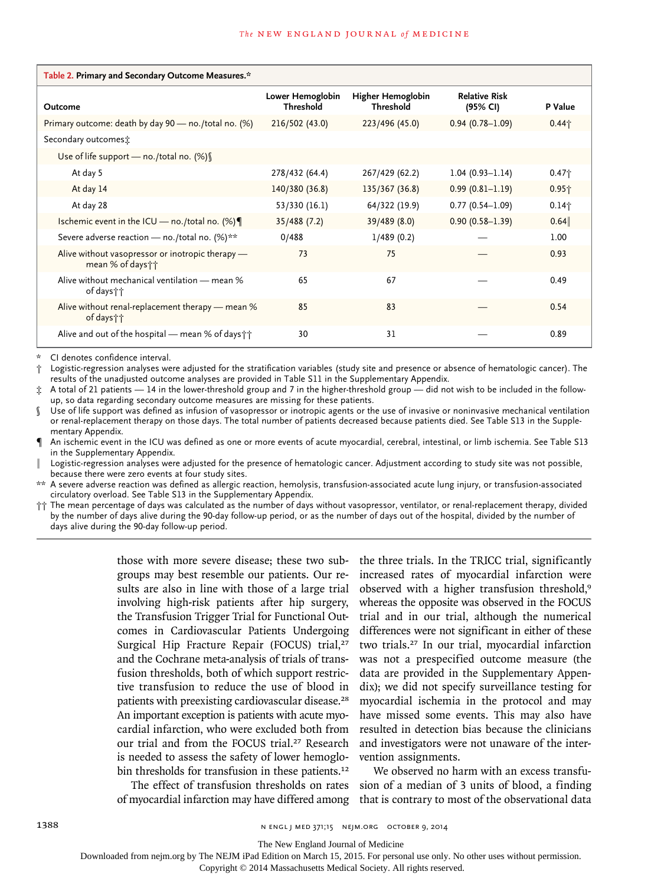**Table 2. Primary and Secondary Outcome Measures.***

| Outcome | Lower Hemoglobin Threshold | Higher Hemoglobin Threshold | Relative Risk (95% CI) | P Value |
|---|---|---|---|---|
| Primary outcome: death by day 90 — no./total no. (%) | 216/502 (43.0) | 223/496 (45.0) | 0.94 (0.78–1.09) | 0.44† |
| Secondary outcomes‡ | | | | |
| Use of life support — no./total no. (%)§ | | | | |
| At day 5 | 278/432 (64.4) | 267/429 (62.2) | 1.04 (0.93–1.14) | 0.47† |
| At day 14 | 140/380 (36.8) | 135/367 (36.8) | 0.99 (0.81–1.19) | 0.95† |
| At day 28 | 53/330 (16.1) | 64/322 (19.9) | 0.77 (0.54–1.09) | 0.14† |
| Ischemic event in the ICU — no./total no. (%)¶ | 35/488 (7.2) | 39/489 (8.0) | 0.90 (0.58–1.39) | 0.64‖ |
| Severe adverse reaction — no./total no. (%)** | 0/488 | 1/489 (0.2) | — | 1.00 |
| Alive without vasopressor or inotropic therapy — mean % of days†† | 73 | 75 | — | 0.93 |
| Alive without mechanical ventilation — mean % of days†† | 65 | 67 | — | 0.49 |
| Alive without renal-replacement therapy — mean % of days†† | 85 | 83 | — | 0.54 |
| Alive and out of the hospital — mean % of days†† | 30 | 31 | — | 0.89 |

\* CI denotes confidence interval.

† Logistic-regression analyses were adjusted for the stratification variables (study site and presence or absence of hematologic cancer). The results of the unadjusted outcome analyses are provided in Table S11 in the Supplementary Appendix.

‡ A total of 21 patients — 14 in the lower-threshold group and 7 in the higher-threshold group — did not wish to be included in the follow-up, so data regarding secondary outcome measures are missing for these patients.

§ Use of life support was defined as infusion of vasopressor or inotropic agents or the use of invasive or noninvasive mechanical ventilation or renal-replacement therapy on those days. The total number of patients decreased because patients died. See Table S13 in the Supplementary Appendix.

¶ An ischemic event in the ICU was defined as one or more events of acute myocardial, cerebral, intestinal, or limb ischemia. See Table S13 in the Supplementary Appendix.

‖ Logistic-regression analyses were adjusted for the presence of hematologic cancer. Adjustment according to study site was not possible, because there were zero events at four study sites.

** A severe adverse reaction was defined as allergic reaction, hemolysis, transfusion-associated acute lung injury, or transfusion-associated circulatory overload. See Table S13 in the Supplementary Appendix.

†† The mean percentage of days was calculated as the number of days without vasopressor, ventilator, or renal-replacement therapy, divided by the number of days alive during the 90-day follow-up period, or as the number of days out of the hospital, divided by the number of days alive during the 90-day follow-up period.

those with more severe disease; these two subgroups may best resemble our patients. Our results are also in line with those of a large trial involving high-risk patients after hip surgery, the Transfusion Trigger Trial for Functional Outcomes in Cardiovascular Patients Undergoing Surgical Hip Fracture Repair (FOCUS) trial,[27] and the Cochrane meta-analysis of trials of transfusion thresholds, both of which support restrictive transfusion to reduce the use of blood in patients with preexisting cardiovascular disease.[28] An important exception is patients with acute myocardial infarction, who were excluded both from our trial and from the FOCUS trial.[27] Research is needed to assess the safety of lower hemoglobin thresholds for transfusion in these patients.[12]

The effect of transfusion thresholds on rates of myocardial infarction may have differed among the three trials. In the TRICC trial, significantly increased rates of myocardial infarction were observed with a higher transfusion threshold,[9] whereas the opposite was observed in the FOCUS trial and in our trial, although the numerical differences were not significant in either of these two trials.[27] In our trial, myocardial infarction was not a prespecified outcome measure (the data are provided in the Supplementary Appendix); we did not specify surveillance testing for myocardial ischemia in the protocol and may have missed some events. This may also have resulted in detection bias because the clinicians and investigators were not unaware of the intervention assignments.

We observed no harm with an excess transfusion of a median of 3 units of blood, a finding that is contrary to most of the observational data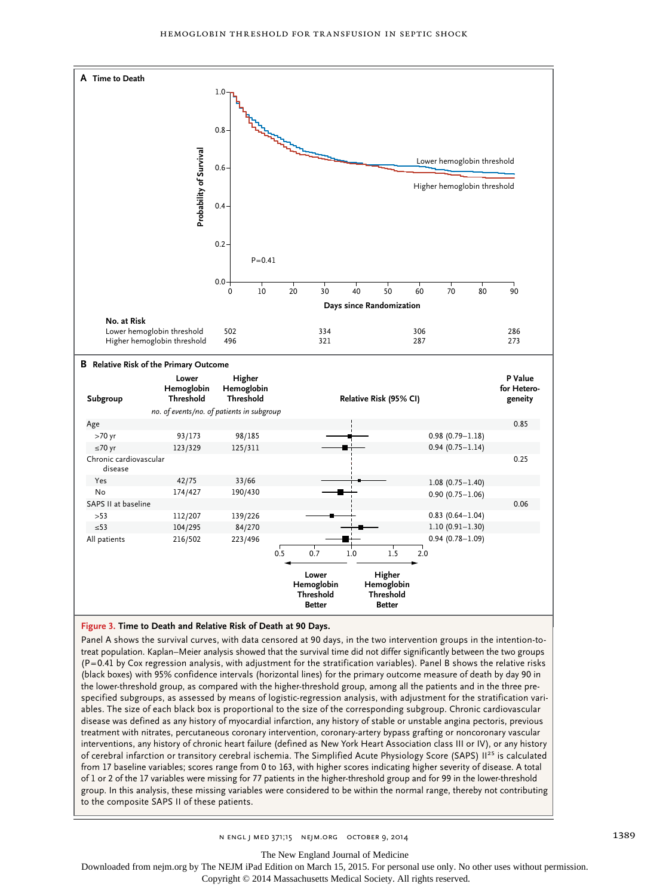**A Time to Death**

P=0.41

| No. at Risk | 0 | 30 | 60 | 90 |
|---|---|---|---|---|
| Lower hemoglobin threshold | 502 | 334 | 306 | 286 |
| Higher hemoglobin threshold | 496 | 321 | 287 | 273 |

**B Relative Risk of the Primary Outcome**

| Subgroup | Lower Hemoglobin Threshold | Higher Hemoglobin Threshold | Relative Risk (95% CI) | P Value for Heterogeneity |
|---|---|---|---|---|
| | *no. of events/no. of patients in subgroup* | | | |
| Age | | | | 0.85 |
| >70 yr | 93/173 | 98/185 | 0.98 (0.79–1.18) | |
| ≤70 yr | 123/329 | 125/311 | 0.94 (0.75–1.14) | |
| Chronic cardiovascular disease | | | | 0.25 |
| Yes | 42/75 | 33/66 | 1.08 (0.75–1.40) | |
| No | 174/427 | 190/430 | 0.90 (0.75–1.06) | |
| SAPS II at baseline | | | | 0.06 |
| >53 | 112/207 | 139/226 | 0.83 (0.64–1.04) | |
| ≤53 | 104/295 | 84/270 | 1.10 (0.91–1.30) | |
| All patients | 216/502 | 223/496 | 0.94 (0.78–1.09) | |

**Figure 3. Time to Death and Relative Risk of Death at 90 Days.**

Panel A shows the survival curves, with data censored at 90 days, in the two intervention groups in the intention-to-treat population. Kaplan–Meier analysis showed that the survival time did not differ significantly between the two groups (P=0.41 by Cox regression analysis, with adjustment for the stratification variables). Panel B shows the relative risks (black boxes) with 95% confidence intervals (horizontal lines) for the primary outcome measure of death by day 90 in the lower-threshold group, as compared with the higher-threshold group, among all the patients and in the three prespecified subgroups, as assessed by means of logistic-regression analysis, with adjustment for the stratification variables. The size of each black box is proportional to the size of the corresponding subgroup. Chronic cardiovascular disease was defined as any history of myocardial infarction, any history of stable or unstable angina pectoris, previous treatment with nitrates, percutaneous coronary intervention, coronary-artery bypass grafting or noncoronary vascular interventions, any history of chronic heart failure (defined as New York Heart Association class III or IV), or any history of cerebral infarction or transitory cerebral ischemia. The Simplified Acute Physiology Score (SAPS) II[25] is calculated from 17 baseline variables; scores range from 0 to 163, with higher scores indicating higher severity of disease. A total of 1 or 2 of the 17 variables were missing for 77 patients in the higher-threshold group and for 99 in the lower-threshold group. In this analysis, these missing variables were considered to be within the normal range, thereby not contributing to the composite SAPS II of these patients.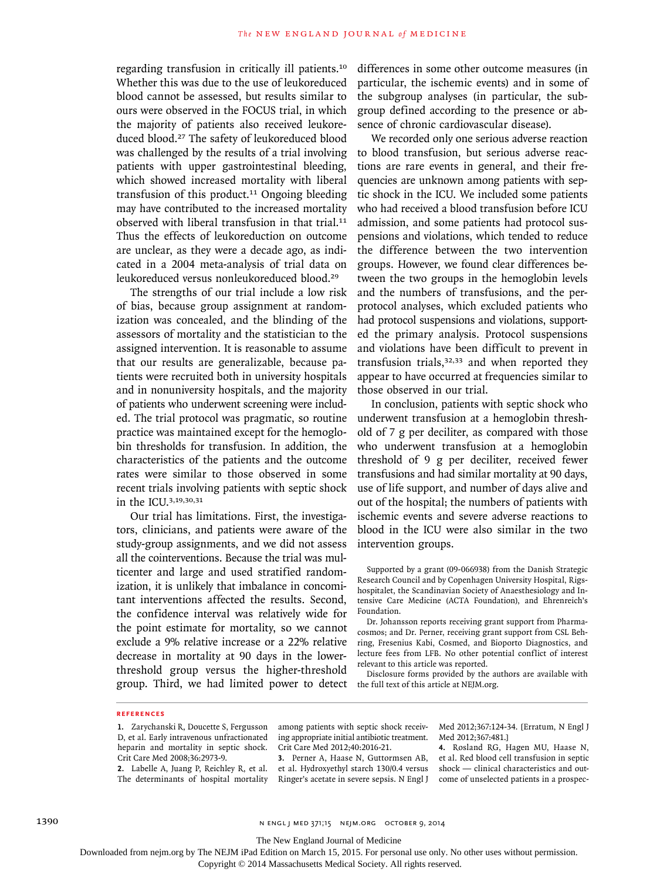regarding transfusion in critically ill patients.[10] Whether this was due to the use of leukoreduced blood cannot be assessed, but results similar to ours were observed in the FOCUS trial, in which the majority of patients also received leukoreduced blood.[27] The safety of leukoreduced blood was challenged by the results of a trial involving patients with upper gastrointestinal bleeding, which showed increased mortality with liberal transfusion of this product.[11] Ongoing bleeding may have contributed to the increased mortality observed with liberal transfusion in that trial.[11] Thus the effects of leukoreduction on outcome are unclear, as they were a decade ago, as indicated in a 2004 meta-analysis of trial data on leukoreduced versus nonleukoreduced blood.[29]

The strengths of our trial include a low risk of bias, because group assignment at randomization was concealed, and the blinding of the assessors of mortality and the statistician to the assigned intervention. It is reasonable to assume that our results are generalizable, because patients were recruited both in university hospitals and in nonuniversity hospitals, and the majority of patients who underwent screening were included. The trial protocol was pragmatic, so routine practice was maintained except for the hemoglobin thresholds for transfusion. In addition, the characteristics of the patients and the outcome rates were similar to those observed in some recent trials involving patients with septic shock in the ICU.[3,19,30,31]

Our trial has limitations. First, the investigators, clinicians, and patients were aware of the study-group assignments, and we did not assess all the cointerventions. Because the trial was multicenter and large and used stratified randomization, it is unlikely that imbalance in concomitant interventions affected the results. Second, the confidence interval was relatively wide for the point estimate for mortality, so we cannot exclude a 9% relative increase or a 22% relative decrease in mortality at 90 days in the lower-threshold group versus the higher-threshold group. Third, we had limited power to detect differences in some other outcome measures (in particular, the ischemic events) and in some of the subgroup analyses (in particular, the subgroup defined according to the presence or absence of chronic cardiovascular disease).

We recorded only one serious adverse reaction to blood transfusion, but serious adverse reactions are rare events in general, and their frequencies are unknown among patients with septic shock in the ICU. We included some patients who had received a blood transfusion before ICU admission, and some patients had protocol suspensions and violations, which tended to reduce the difference between the two intervention groups. However, we found clear differences between the two groups in the hemoglobin levels and the numbers of transfusions, and the per-protocol analyses, which excluded patients who had protocol suspensions and violations, supported the primary analysis. Protocol suspensions and violations have been difficult to prevent in transfusion trials,[32,33] and when reported they appear to have occurred at frequencies similar to those observed in our trial.

In conclusion, patients with septic shock who underwent transfusion at a hemoglobin threshold of 7 g per deciliter, as compared with those who underwent transfusion at a hemoglobin threshold of 9 g per deciliter, received fewer transfusions and had similar mortality at 90 days, use of life support, and number of days alive and out of the hospital; the numbers of patients with ischemic events and severe adverse reactions to blood in the ICU were also similar in the two intervention groups.

Supported by a grant (09-066938) from the Danish Strategic Research Council and by Copenhagen University Hospital, Rigshospitalet, the Scandinavian Society of Anaesthesiology and Intensive Care Medicine (ACTA Foundation), and Ehrenreich's Foundation.

Dr. Johansson reports receiving grant support from Pharmacosmos; and Dr. Perner, receiving grant support from CSL Behring, Fresenius Kabi, Cosmed, and Bioporto Diagnostics, and lecture fees from LFB. No other potential conflict of interest relevant to this article was reported.

Disclosure forms provided by the authors are available with the full text of this article at NEJM.org.

## References

1. Zarychanski R, Doucette S, Fergusson D, et al. Early intravenous unfractionated heparin and mortality in septic shock. Crit Care Med 2008;36:2973-9.
2. Labelle A, Juang P, Reichley R, et al. The determinants of hospital mortality among patients with septic shock receiving appropriate initial antibiotic treatment. Crit Care Med 2012;40:2016-21.
3. Perner A, Haase N, Guttormsen AB, et al. Hydroxyethyl starch 130/0.4 versus Ringer's acetate in severe sepsis. N Engl J Med 2012;367:124-34. [Erratum, N Engl J Med 2012;367:481.]
4. Rosland RG, Hagen MU, Haase N, et al. Red blood cell transfusion in septic shock — clinical characteristics and outcome of unselected patients in a prospec-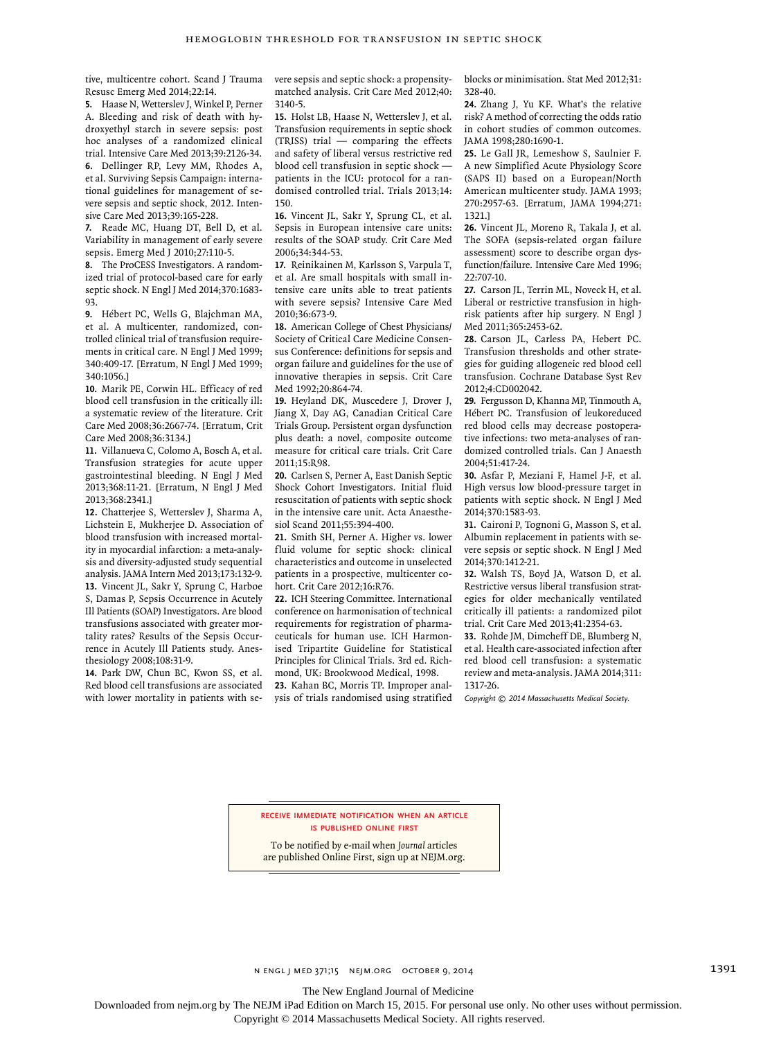tive, multicentre cohort. Scand J Trauma Resusc Emerg Med 2014;22:14.

**5.** Haase N, Wetterslev J, Winkel P, Perner A. Bleeding and risk of death with hydroxyethyl starch in severe sepsis: post hoc analyses of a randomized clinical trial. Intensive Care Med 2013;39:2126-34.

**6.** Dellinger RP, Levy MM, Rhodes A, et al. Surviving Sepsis Campaign: international guidelines for management of severe sepsis and septic shock, 2012. Intensive Care Med 2013;39:165-228.

**7.** Reade MC, Huang DT, Bell D, et al. Variability in management of early severe sepsis. Emerg Med J 2010;27:110-5.

**8.** The ProCESS Investigators. A randomized trial of protocol-based care for early septic shock. N Engl J Med 2014;370:1683-93.

**9.** Hébert PC, Wells G, Blajchman MA, et al. A multicenter, randomized, controlled clinical trial of transfusion requirements in critical care. N Engl J Med 1999; 340:409-17. [Erratum, N Engl J Med 1999; 340:1056.]

**10.** Marik PE, Corwin HL. Efficacy of red blood cell transfusion in the critically ill: a systematic review of the literature. Crit Care Med 2008;36:2667-74. [Erratum, Crit Care Med 2008;36:3134.]

**11.** Villanueva C, Colomo A, Bosch A, et al. Transfusion strategies for acute upper gastrointestinal bleeding. N Engl J Med 2013;368:11-21. [Erratum, N Engl J Med 2013;368:2341.]

**12.** Chatterjee S, Wetterslev J, Sharma A, Lichstein E, Mukherjee D. Association of blood transfusion with increased mortality in myocardial infarction: a meta-analysis and diversity-adjusted study sequential analysis. JAMA Intern Med 2013;173:132-9.

**13.** Vincent JL, Sakr Y, Sprung C, Harboe S, Damas P, Sepsis Occurrence in Acutely Ill Patients (SOAP) Investigators. Are blood transfusions associated with greater mortality rates? Results of the Sepsis Occurrence in Acutely Ill Patients study. Anesthesiology 2008;108:31-9.

**14.** Park DW, Chun BC, Kwon SS, et al. Red blood cell transfusions are associated with lower mortality in patients with severe sepsis and septic shock: a propensity-matched analysis. Crit Care Med 2012;40: 3140-5.

**15.** Holst LB, Haase N, Wetterslev J, et al. Transfusion requirements in septic shock (TRISS) trial — comparing the effects and safety of liberal versus restrictive red blood cell transfusion in septic shock — patients in the ICU: protocol for a randomised controlled trial. Trials 2013;14: 150.

**16.** Vincent JL, Sakr Y, Sprung CL, et al. Sepsis in European intensive care units: results of the SOAP study. Crit Care Med 2006;34:344-53.

**17.** Reinikainen M, Karlsson S, Varpula T, et al. Are small hospitals with small intensive care units able to treat patients with severe sepsis? Intensive Care Med 2010;36:673-9.

**18.** American College of Chest Physicians/ Society of Critical Care Medicine Consensus Conference: definitions for sepsis and organ failure and guidelines for the use of innovative therapies in sepsis. Crit Care Med 1992;20:864-74.

**19.** Heyland DK, Muscedere J, Drover J, Jiang X, Day AG, Canadian Critical Care Trials Group. Persistent organ dysfunction plus death: a novel, composite outcome measure for critical care trials. Crit Care 2011;15:R98.

**20.** Carlsen S, Perner A, East Danish Septic Shock Cohort Investigators. Initial fluid resuscitation of patients with septic shock in the intensive care unit. Acta Anaesthesiol Scand 2011;55:394-400.

**21.** Smith SH, Perner A. Higher vs. lower fluid volume for septic shock: clinical characteristics and outcome in unselected patients in a prospective, multicenter cohort. Crit Care 2012;16:R76.

**22.** ICH Steering Committee. International conference on harmonisation of technical requirements for registration of pharmaceuticals for human use. ICH Harmonised Tripartite Guideline for Statistical Principles for Clinical Trials. 3rd ed. Richmond, UK: Brookwood Medical, 1998.

**23.** Kahan BC, Morris TP. Improper analysis of trials randomised using stratified blocks or minimisation. Stat Med 2012;31: 328-40.

**24.** Zhang J, Yu KF. What's the relative risk? A method of correcting the odds ratio in cohort studies of common outcomes. JAMA 1998;280:1690-1.

**25.** Le Gall JR, Lemeshow S, Saulnier F. A new Simplified Acute Physiology Score (SAPS II) based on a European/North American multicenter study. JAMA 1993; 270:2957-63. [Erratum, JAMA 1994;271: 1321.]

**26.** Vincent JL, Moreno R, Takala J, et al. The SOFA (sepsis-related organ failure assessment) score to describe organ dysfunction/failure. Intensive Care Med 1996; 22:707-10.

**27.** Carson JL, Terrin ML, Noveck H, et al. Liberal or restrictive transfusion in high-risk patients after hip surgery. N Engl J Med 2011;365:2453-62.

**28.** Carson JL, Carless PA, Hebert PC. Transfusion thresholds and other strategies for guiding allogeneic red blood cell transfusion. Cochrane Database Syst Rev 2012;4:CD002042.

**29.** Fergusson D, Khanna MP, Tinmouth A, Hébert PC. Transfusion of leukoreduced red blood cells may decrease postoperative infections: two meta-analyses of randomized controlled trials. Can J Anaesth 2004;51:417-24.

**30.** Asfar P, Meziani F, Hamel J-F, et al. High versus low blood-pressure target in patients with septic shock. N Engl J Med 2014;370:1583-93.

**31.** Caironi P, Tognoni G, Masson S, et al. Albumin replacement in patients with severe sepsis or septic shock. N Engl J Med 2014;370:1412-21.

**32.** Walsh TS, Boyd JA, Watson D, et al. Restrictive versus liberal transfusion strategies for older mechanically ventilated critically ill patients: a randomized pilot trial. Crit Care Med 2013;41:2354-63.

**33.** Rohde JM, Dimcheff DE, Blumberg N, et al. Health care-associated infection after red blood cell transfusion: a systematic review and meta-analysis. JAMA 2014;311: 1317-26.

*Copyright © 2014 Massachusetts Medical Society.*

RECEIVE IMMEDIATE NOTIFICATION WHEN AN ARTICLE IS PUBLISHED ONLINE FIRST

To be notified by e-mail when *Journal* articles are published Online First, sign up at NEJM.org.